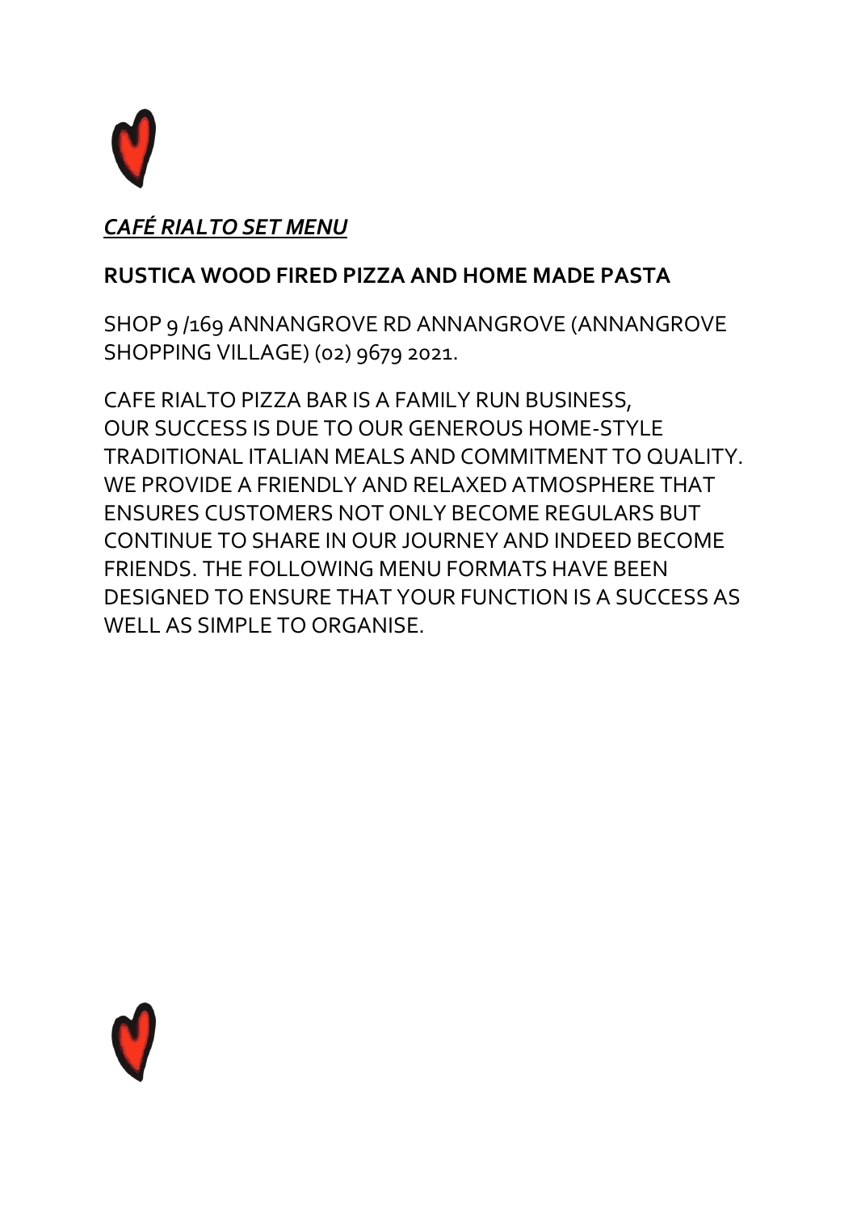***CAFÉ RIALTO SET MENU***

**RUSTICA WOOD FIRED PIZZA AND HOME MADE PASTA**

SHOP 9 /169 ANNANGROVE RD ANNANGROVE (ANNANGROVE SHOPPING VILLAGE) (02) 9679 2021.

CAFE RIALTO PIZZA BAR IS A FAMILY RUN BUSINESS, OUR SUCCESS IS DUE TO OUR GENEROUS HOME-STYLE TRADITIONAL ITALIAN MEALS AND COMMITMENT TO QUALITY. WE PROVIDE A FRIENDLY AND RELAXED ATMOSPHERE THAT ENSURES CUSTOMERS NOT ONLY BECOME REGULARS BUT CONTINUE TO SHARE IN OUR JOURNEY AND INDEED BECOME FRIENDS. THE FOLLOWING MENU FORMATS HAVE BEEN DESIGNED TO ENSURE THAT YOUR FUNCTION IS A SUCCESS AS WELL AS SIMPLE TO ORGANISE.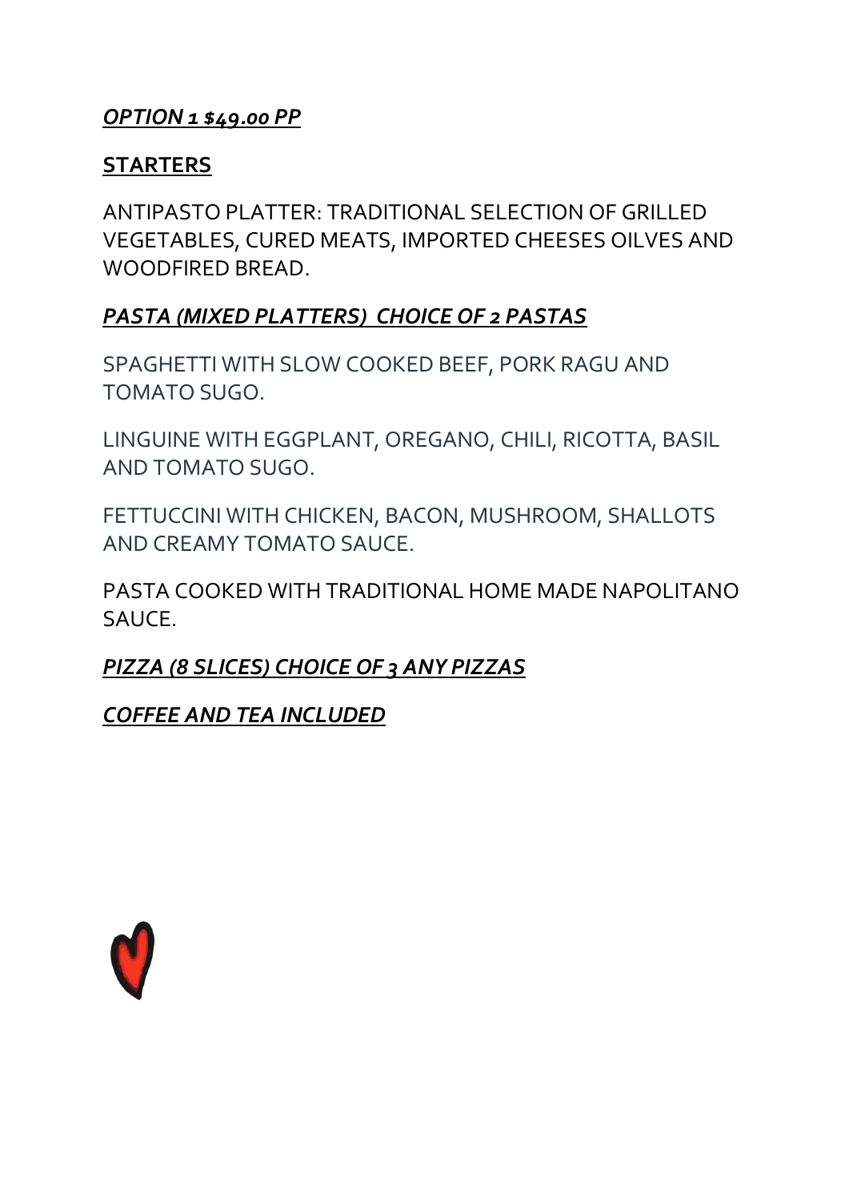***OPTION 1 $49.00 PP***

**STARTERS**

ANTIPASTO PLATTER: TRADITIONAL SELECTION OF GRILLED VEGETABLES, CURED MEATS, IMPORTED CHEESES OILVES AND WOODFIRED BREAD.

***PASTA (MIXED PLATTERS) CHOICE OF 2 PASTAS***

SPAGHETTI WITH SLOW COOKED BEEF, PORK RAGU AND TOMATO SUGO.

LINGUINE WITH EGGPLANT, OREGANO, CHILI, RICOTTA, BASIL AND TOMATO SUGO.

FETTUCCINI WITH CHICKEN, BACON, MUSHROOM, SHALLOTS AND CREAMY TOMATO SAUCE.

PASTA COOKED WITH TRADITIONAL HOME MADE NAPOLITANO SAUCE.

***PIZZA (8 SLICES) CHOICE OF 3 ANY PIZZAS***

***COFFEE AND TEA INCLUDED***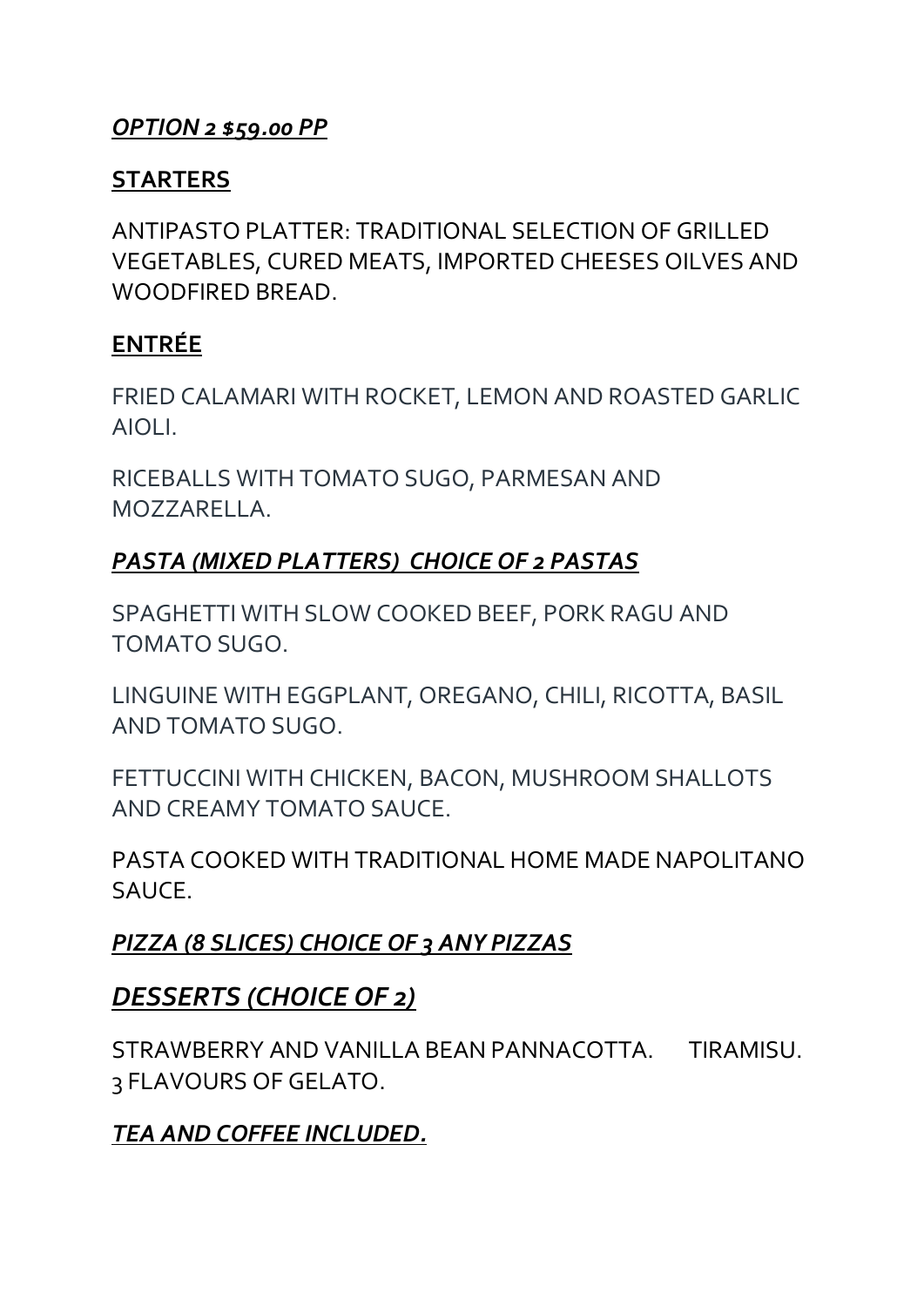***<u>OPTION 2 $59.00 PP</u>***

## **<u>STARTERS</u>**

ANTIPASTO PLATTER: TRADITIONAL SELECTION OF GRILLED VEGETABLES, CURED MEATS, IMPORTED CHEESES OILVES AND WOODFIRED BREAD.

## **<u>ENTRÉE</u>**

FRIED CALAMARI WITH ROCKET, LEMON AND ROASTED GARLIC AIOLI.

RICEBALLS WITH TOMATO SUGO, PARMESAN AND MOZZARELLA.

## ***<u>PASTA (MIXED PLATTERS) CHOICE OF 2 PASTAS</u>***

SPAGHETTI WITH SLOW COOKED BEEF, PORK RAGU AND TOMATO SUGO.

LINGUINE WITH EGGPLANT, OREGANO, CHILI, RICOTTA, BASIL AND TOMATO SUGO.

FETTUCCINI WITH CHICKEN, BACON, MUSHROOM SHALLOTS AND CREAMY TOMATO SAUCE.

PASTA COOKED WITH TRADITIONAL HOME MADE NAPOLITANO SAUCE.

## ***<u>PIZZA (8 SLICES) CHOICE OF 3 ANY PIZZAS</u>***

## ***<u>DESSERTS (CHOICE OF 2)</u>***

STRAWBERRY AND VANILLA BEAN PANNACOTTA. TIRAMISU. 3 FLAVOURS OF GELATO.

***<u>TEA AND COFFEE INCLUDED.</u>***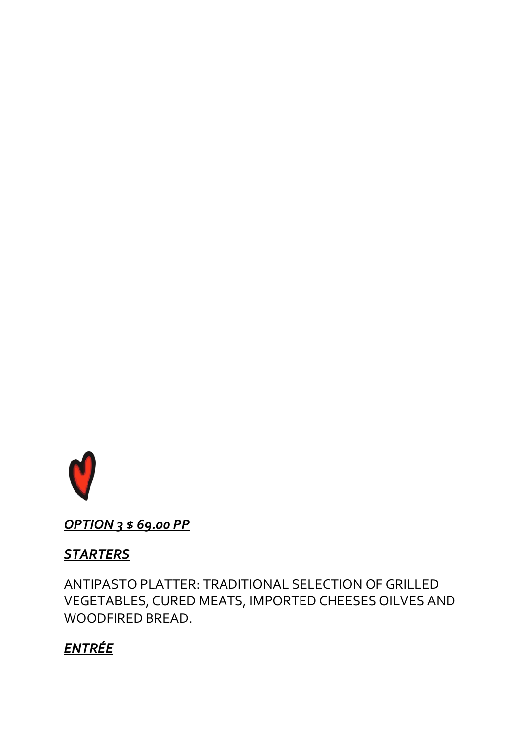***OPTION 3 $ 69.00 PP***

***STARTERS***

ANTIPASTO PLATTER: TRADITIONAL SELECTION OF GRILLED VEGETABLES, CURED MEATS, IMPORTED CHEESES OILVES AND WOODFIRED BREAD.

***ENTRÉE***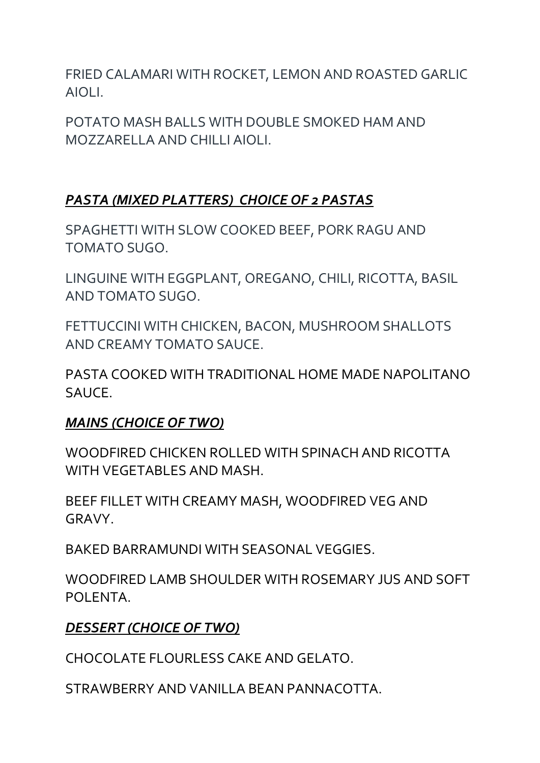FRIED CALAMARI WITH ROCKET, LEMON AND ROASTED GARLIC AIOLI.

POTATO MASH BALLS WITH DOUBLE SMOKED HAM AND MOZZARELLA AND CHILLI AIOLI.

## ***PASTA (MIXED PLATTERS) CHOICE OF 2 PASTAS***

SPAGHETTI WITH SLOW COOKED BEEF, PORK RAGU AND TOMATO SUGO.

LINGUINE WITH EGGPLANT, OREGANO, CHILI, RICOTTA, BASIL AND TOMATO SUGO.

FETTUCCINI WITH CHICKEN, BACON, MUSHROOM SHALLOTS AND CREAMY TOMATO SAUCE.

PASTA COOKED WITH TRADITIONAL HOME MADE NAPOLITANO SAUCE.

## ***MAINS (CHOICE OF TWO)***

WOODFIRED CHICKEN ROLLED WITH SPINACH AND RICOTTA WITH VEGETABLES AND MASH.

BEEF FILLET WITH CREAMY MASH, WOODFIRED VEG AND GRAVY.

BAKED BARRAMUNDI WITH SEASONAL VEGGIES.

WOODFIRED LAMB SHOULDER WITH ROSEMARY JUS AND SOFT POLENTA.

## ***DESSERT (CHOICE OF TWO)***

CHOCOLATE FLOURLESS CAKE AND GELATO.

STRAWBERRY AND VANILLA BEAN PANNACOTTA.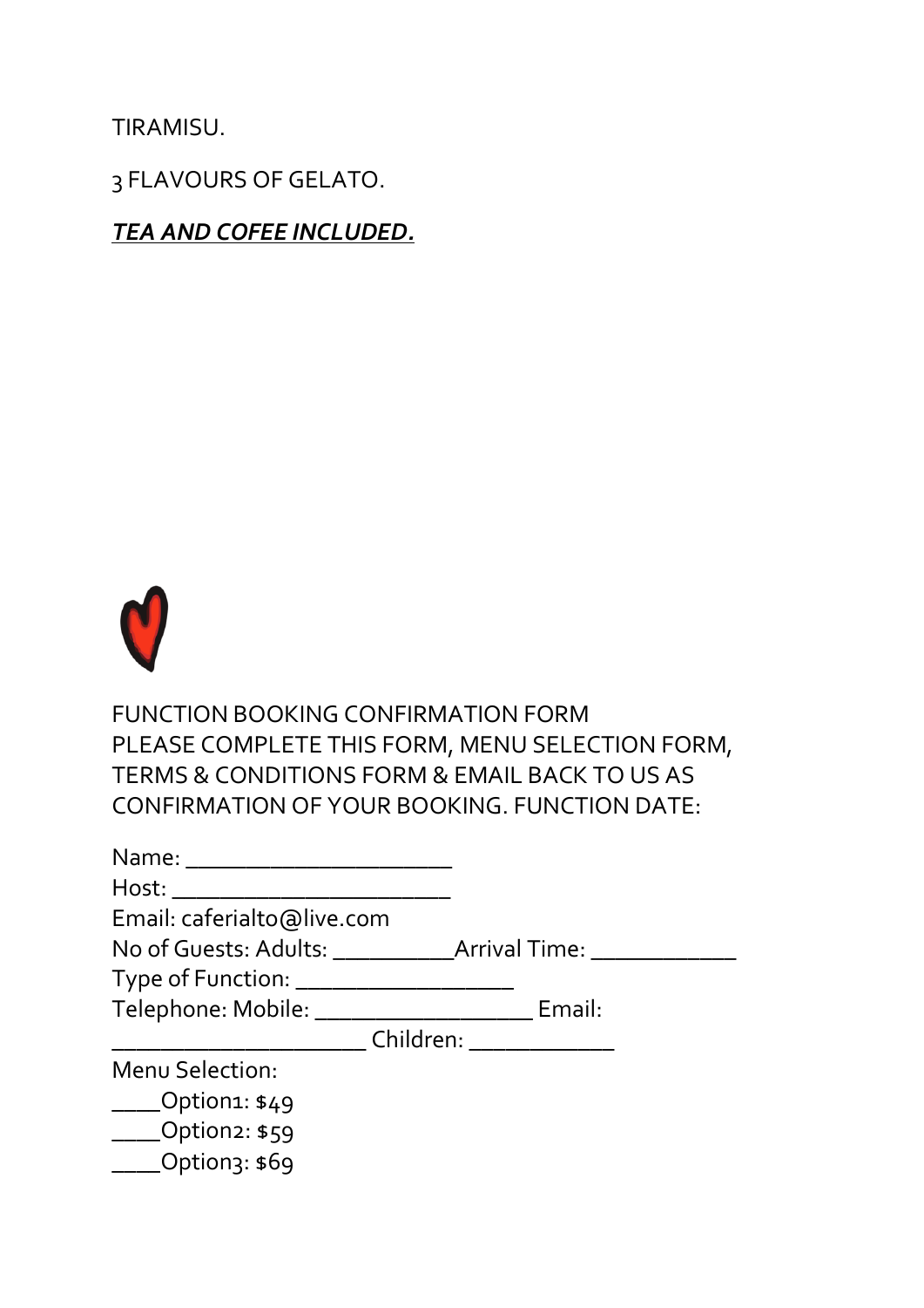TIRAMISU.

3 FLAVOURS OF GELATO.

***TEA AND COFEE INCLUDED.***

FUNCTION BOOKING CONFIRMATION FORM
PLEASE COMPLETE THIS FORM, MENU SELECTION FORM, TERMS & CONDITIONS FORM & EMAIL BACK TO US AS CONFIRMATION OF YOUR BOOKING. FUNCTION DATE:

Name: ______________________
Host: _______________________
Email: caferialto@live.com
No of Guests: Adults: __________Arrival Time: ____________
Type of Function: __________________
Telephone: Mobile: __________________ Email: _____________________ Children: ____________
Menu Selection:
____Option1: $49
____Option2: $59
____Option3: $69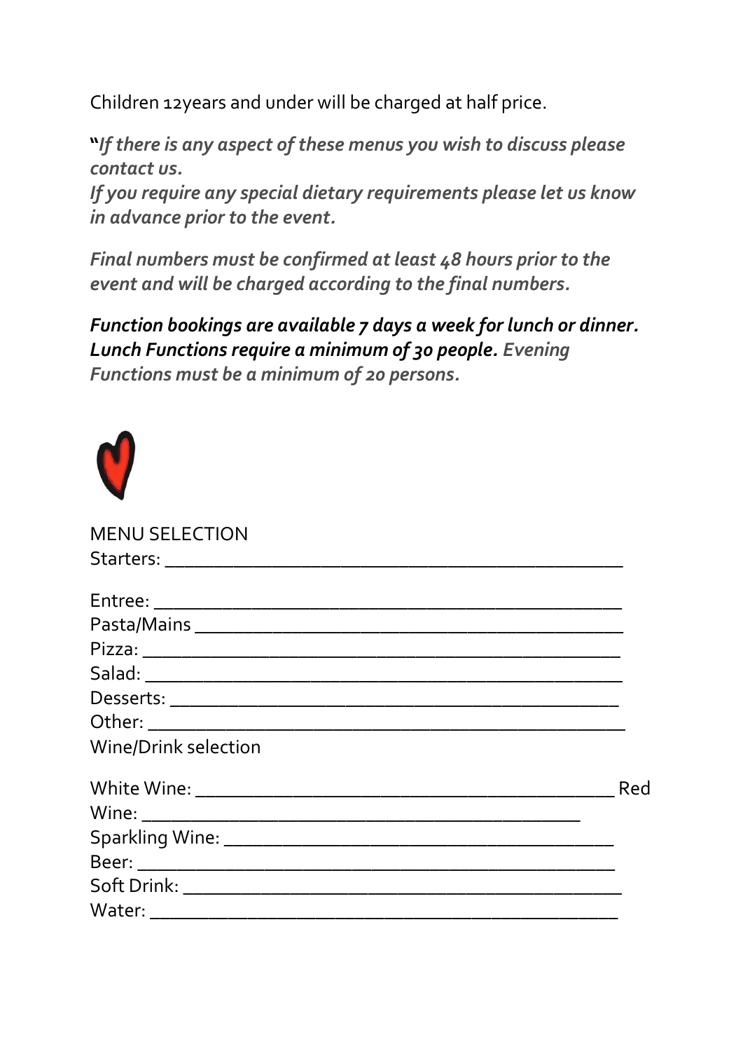Children 12years and under will be charged at half price.

**"*If there is any aspect of these menus you wish to discuss please contact us.*
*If you require any special dietary requirements please let us know in advance prior to the event.***

***Final numbers must be confirmed at least 48 hours prior to the event and will be charged according to the final numbers.***

***Function bookings are available 7 days a week for lunch or dinner. Lunch Functions require a minimum of 30 people. Evening Functions must be a minimum of 20 persons.***

MENU SELECTION

Starters: ______________________________________________

Entree: _______________________________________________

Pasta/Mains ____________________________________________

Pizza: _________________________________________________

Salad: _________________________________________________

Desserts: ______________________________________________

Other: _________________________________________________

Wine/Drink selection

White Wine: ______________________________________________ Red Wine: ______________________________________________

Sparkling Wine: ___________________________________________

Beer: __________________________________________________

Soft Drink: _______________________________________________

Water: _________________________________________________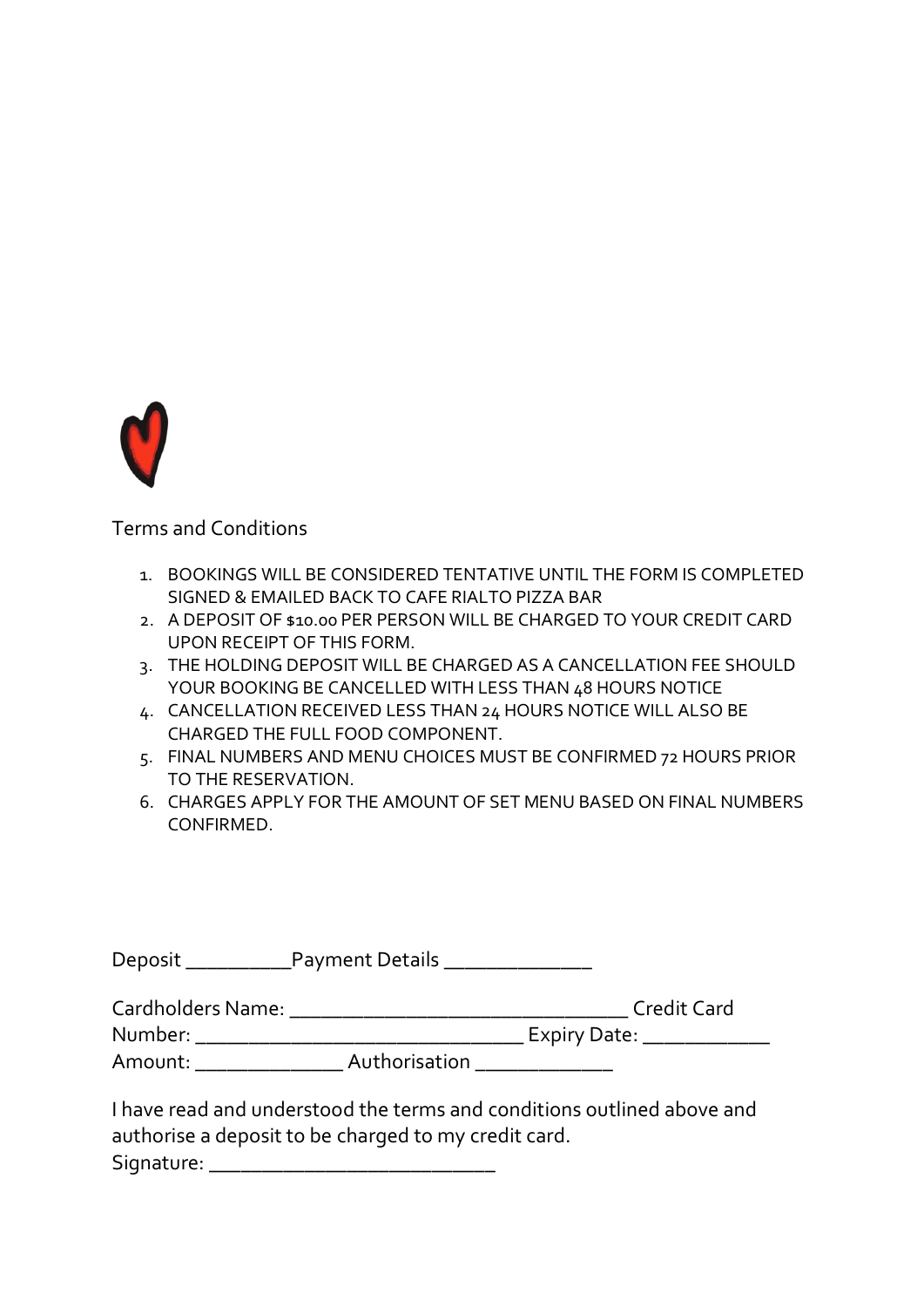Terms and Conditions

1. BOOKINGS WILL BE CONSIDERED TENTATIVE UNTIL THE FORM IS COMPLETED SIGNED & EMAILED BACK TO CAFE RIALTO PIZZA BAR
2. A DEPOSIT OF $10.00 PER PERSON WILL BE CHARGED TO YOUR CREDIT CARD UPON RECEIPT OF THIS FORM.
3. THE HOLDING DEPOSIT WILL BE CHARGED AS A CANCELLATION FEE SHOULD YOUR BOOKING BE CANCELLED WITH LESS THAN 48 HOURS NOTICE
4. CANCELLATION RECEIVED LESS THAN 24 HOURS NOTICE WILL ALSO BE CHARGED THE FULL FOOD COMPONENT.
5. FINAL NUMBERS AND MENU CHOICES MUST BE CONFIRMED 72 HOURS PRIOR TO THE RESERVATION.
6. CHARGES APPLY FOR THE AMOUNT OF SET MENU BASED ON FINAL NUMBERS CONFIRMED.

Deposit __________Payment Details ______________

Cardholders Name: ________________________________ Credit Card Number: _______________________________ Expiry Date: ____________
Amount: ______________ Authorisation _____________

I have read and understood the terms and conditions outlined above and authorise a deposit to be charged to my credit card.
Signature: ___________________________